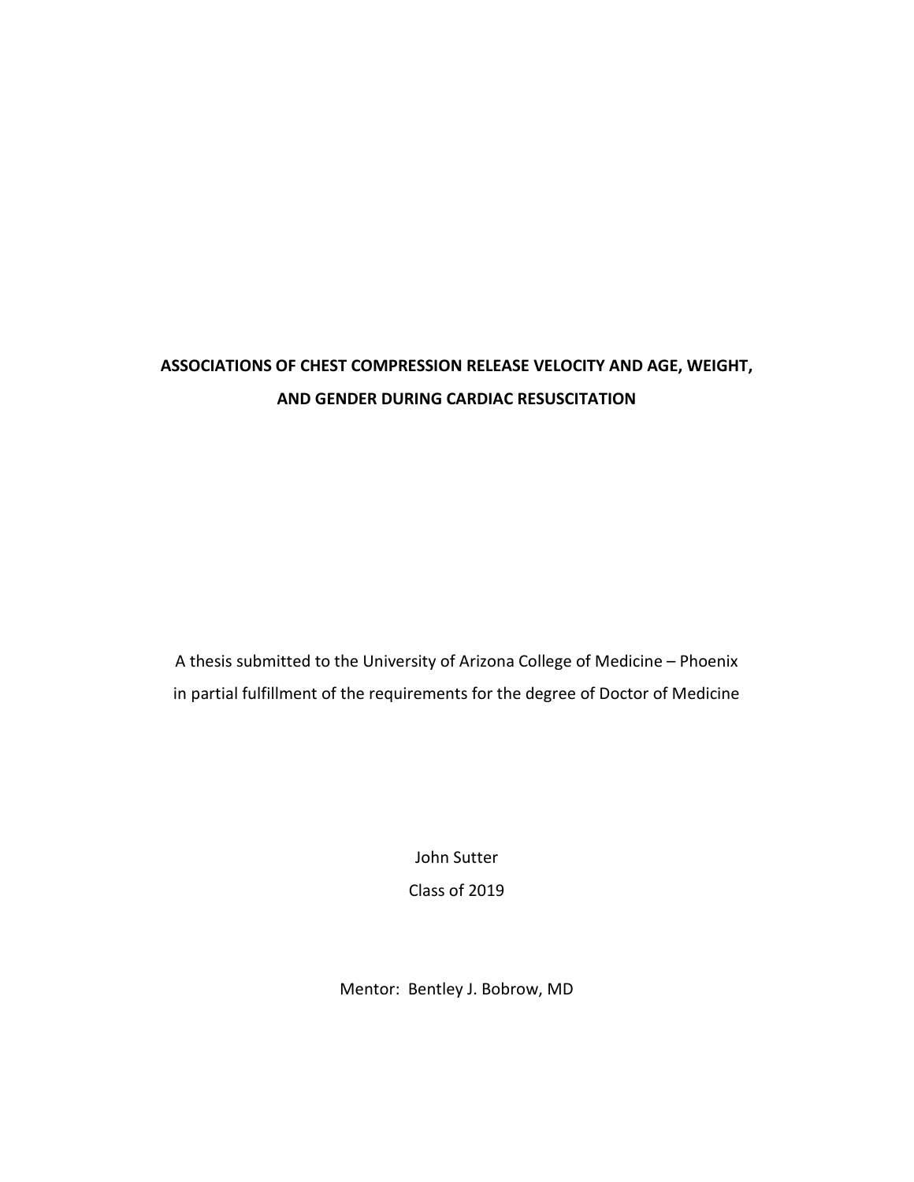# ASSOCIATIONS OF CHEST COMPRESSION RELEASE VELOCITY AND AGE, WEIGHT, AND GENDER DURING CARDIAC RESUSCITATION

A thesis submitted to the University of Arizona College of Medicine – Phoenix in partial fulfillment of the requirements for the degree of Doctor of Medicine

John Sutter

Class of 2019

Mentor: Bentley J. Bobrow, MD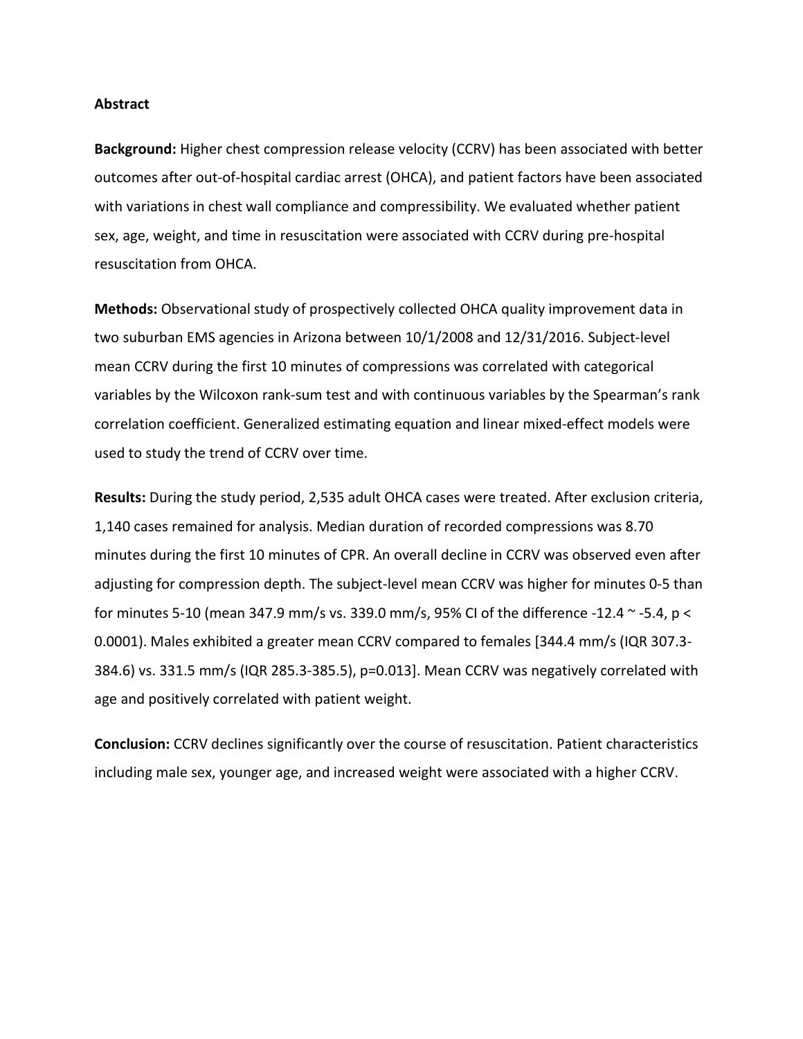## Abstract

**Background:** Higher chest compression release velocity (CCRV) has been associated with better outcomes after out-of-hospital cardiac arrest (OHCA), and patient factors have been associated with variations in chest wall compliance and compressibility. We evaluated whether patient sex, age, weight, and time in resuscitation were associated with CCRV during pre-hospital resuscitation from OHCA.

**Methods:** Observational study of prospectively collected OHCA quality improvement data in two suburban EMS agencies in Arizona between 10/1/2008 and 12/31/2016. Subject-level mean CCRV during the first 10 minutes of compressions was correlated with categorical variables by the Wilcoxon rank-sum test and with continuous variables by the Spearman's rank correlation coefficient. Generalized estimating equation and linear mixed-effect models were used to study the trend of CCRV over time.

**Results:** During the study period, 2,535 adult OHCA cases were treated. After exclusion criteria, 1,140 cases remained for analysis. Median duration of recorded compressions was 8.70 minutes during the first 10 minutes of CPR. An overall decline in CCRV was observed even after adjusting for compression depth. The subject-level mean CCRV was higher for minutes 0-5 than for minutes 5-10 (mean 347.9 mm/s vs. 339.0 mm/s, 95% CI of the difference -12.4 ~ -5.4, $p < 0.0001$). Males exhibited a greater mean CCRV compared to females [344.4 mm/s (IQR 307.3-384.6) vs. 331.5 mm/s (IQR 285.3-385.5), $p=0.013$]. Mean CCRV was negatively correlated with age and positively correlated with patient weight.

**Conclusion:** CCRV declines significantly over the course of resuscitation. Patient characteristics including male sex, younger age, and increased weight were associated with a higher CCRV.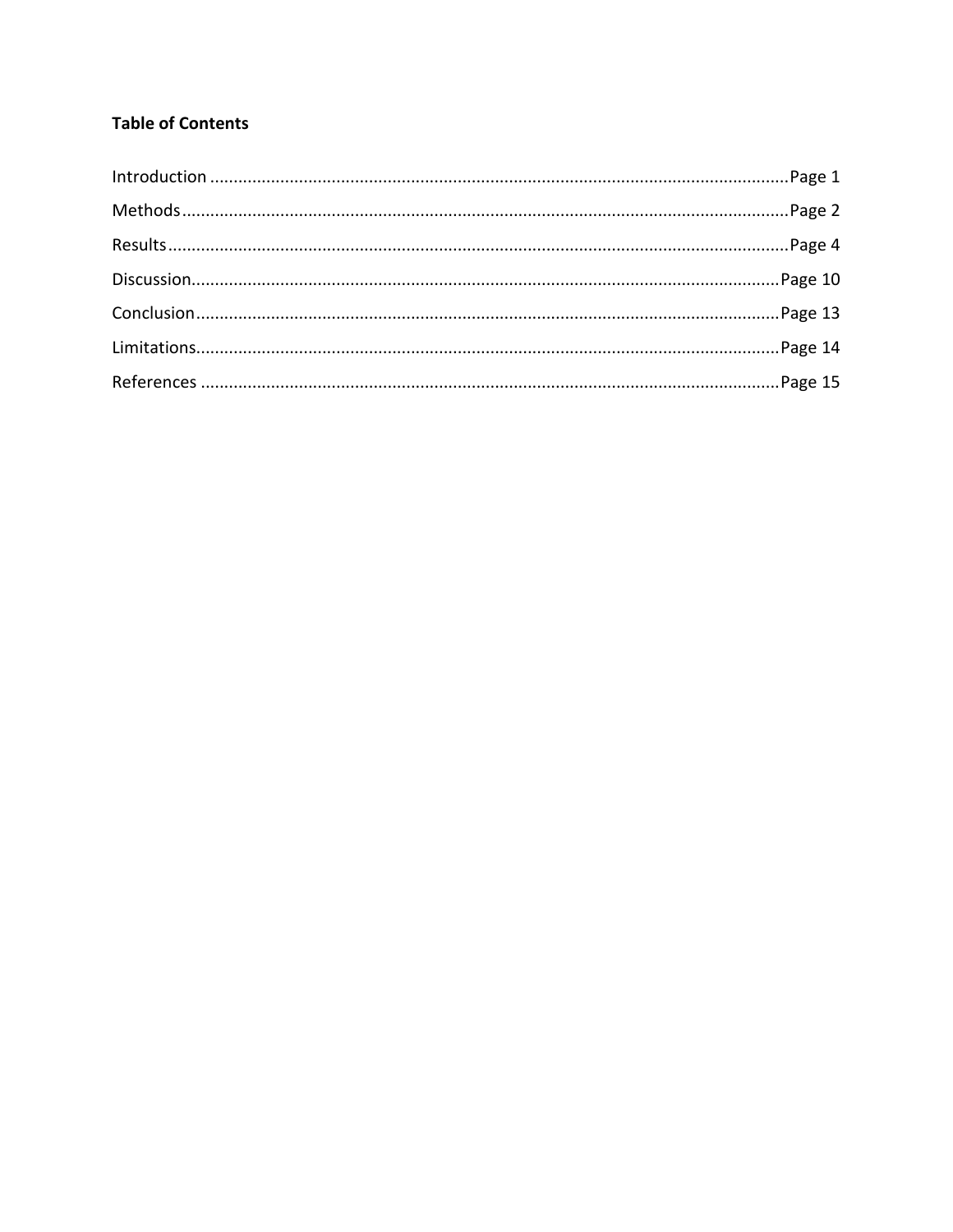**Table of Contents**

Introduction ........................................................................................................................Page 1

Methods..............................................................................................................................Page 2

Results.................................................................................................................................Page 4

Discussion.........................................................................................................................Page 10

Conclusion ........................................................................................................................Page 13

Limitations.........................................................................................................................Page 14

References ........................................................................................................................Page 15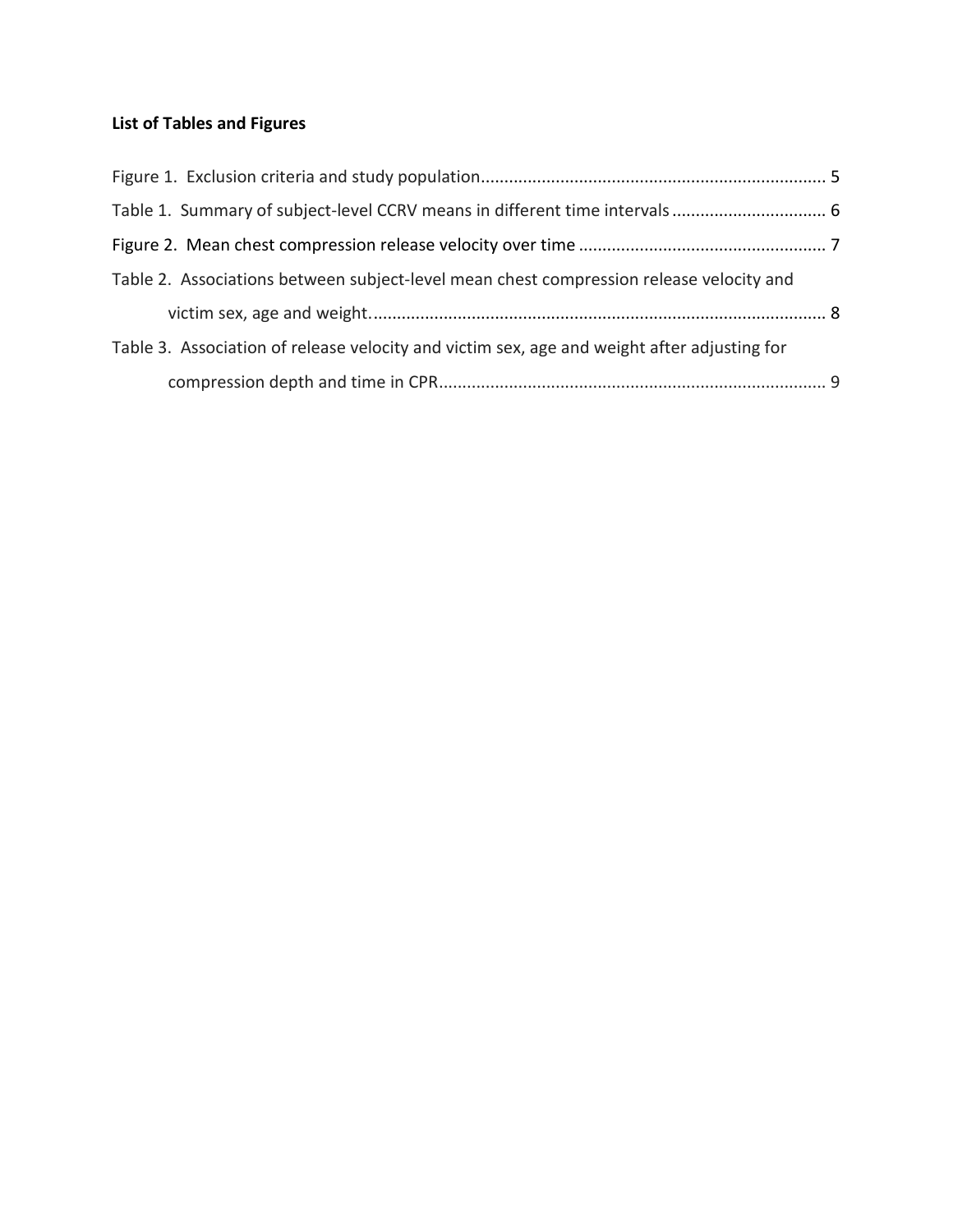**List of Tables and Figures**

Figure 1. Exclusion criteria and study population........................................................................... 5

Table 1. Summary of subject-level CCRV means in different time intervals................................. 6

Figure 2. Mean chest compression release velocity over time ..................................................... 7

Table 2. Associations between subject-level mean chest compression release velocity and victim sex, age and weight.................................................................................................. 8

Table 3. Association of release velocity and victim sex, age and weight after adjusting for compression depth and time in CPR.................................................................................. 9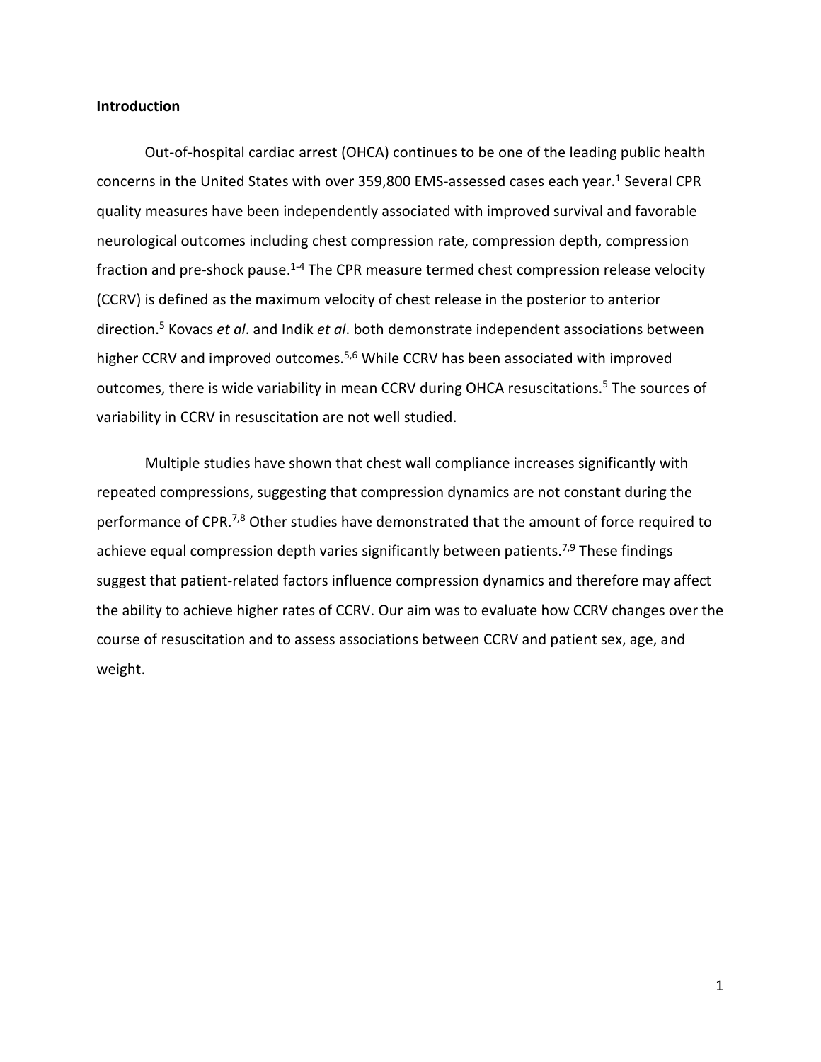## Introduction

Out-of-hospital cardiac arrest (OHCA) continues to be one of the leading public health concerns in the United States with over 359,800 EMS-assessed cases each year.[1] Several CPR quality measures have been independently associated with improved survival and favorable neurological outcomes including chest compression rate, compression depth, compression fraction and pre-shock pause.[1-4] The CPR measure termed chest compression release velocity (CCRV) is defined as the maximum velocity of chest release in the posterior to anterior direction.[5] Kovacs *et al*. and Indik *et al*. both demonstrate independent associations between higher CCRV and improved outcomes.[5,6] While CCRV has been associated with improved outcomes, there is wide variability in mean CCRV during OHCA resuscitations.[5] The sources of variability in CCRV in resuscitation are not well studied.

Multiple studies have shown that chest wall compliance increases significantly with repeated compressions, suggesting that compression dynamics are not constant during the performance of CPR.[7,8] Other studies have demonstrated that the amount of force required to achieve equal compression depth varies significantly between patients.[7,9] These findings suggest that patient-related factors influence compression dynamics and therefore may affect the ability to achieve higher rates of CCRV. Our aim was to evaluate how CCRV changes over the course of resuscitation and to assess associations between CCRV and patient sex, age, and weight.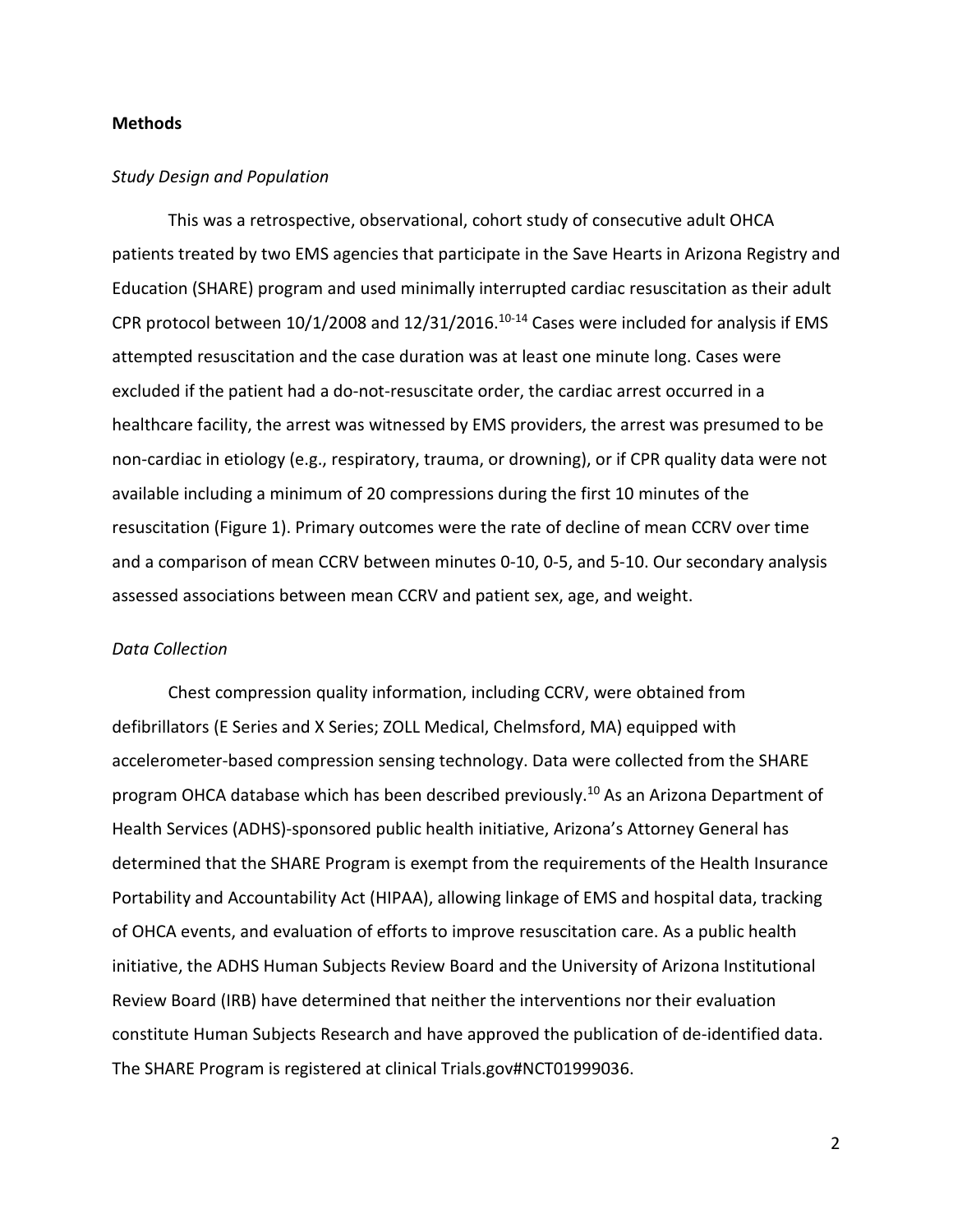## Methods

### *Study Design and Population*

This was a retrospective, observational, cohort study of consecutive adult OHCA patients treated by two EMS agencies that participate in the Save Hearts in Arizona Registry and Education (SHARE) program and used minimally interrupted cardiac resuscitation as their adult CPR protocol between 10/1/2008 and 12/31/2016.[10-14] Cases were included for analysis if EMS attempted resuscitation and the case duration was at least one minute long. Cases were excluded if the patient had a do-not-resuscitate order, the cardiac arrest occurred in a healthcare facility, the arrest was witnessed by EMS providers, the arrest was presumed to be non-cardiac in etiology (e.g., respiratory, trauma, or drowning), or if CPR quality data were not available including a minimum of 20 compressions during the first 10 minutes of the resuscitation (Figure 1). Primary outcomes were the rate of decline of mean CCRV over time and a comparison of mean CCRV between minutes 0-10, 0-5, and 5-10. Our secondary analysis assessed associations between mean CCRV and patient sex, age, and weight.

### *Data Collection*

Chest compression quality information, including CCRV, were obtained from defibrillators (E Series and X Series; ZOLL Medical, Chelmsford, MA) equipped with accelerometer-based compression sensing technology. Data were collected from the SHARE program OHCA database which has been described previously.[10] As an Arizona Department of Health Services (ADHS)-sponsored public health initiative, Arizona's Attorney General has determined that the SHARE Program is exempt from the requirements of the Health Insurance Portability and Accountability Act (HIPAA), allowing linkage of EMS and hospital data, tracking of OHCA events, and evaluation of efforts to improve resuscitation care. As a public health initiative, the ADHS Human Subjects Review Board and the University of Arizona Institutional Review Board (IRB) have determined that neither the interventions nor their evaluation constitute Human Subjects Research and have approved the publication of de-identified data. The SHARE Program is registered at clinical Trials.gov#NCT01999036.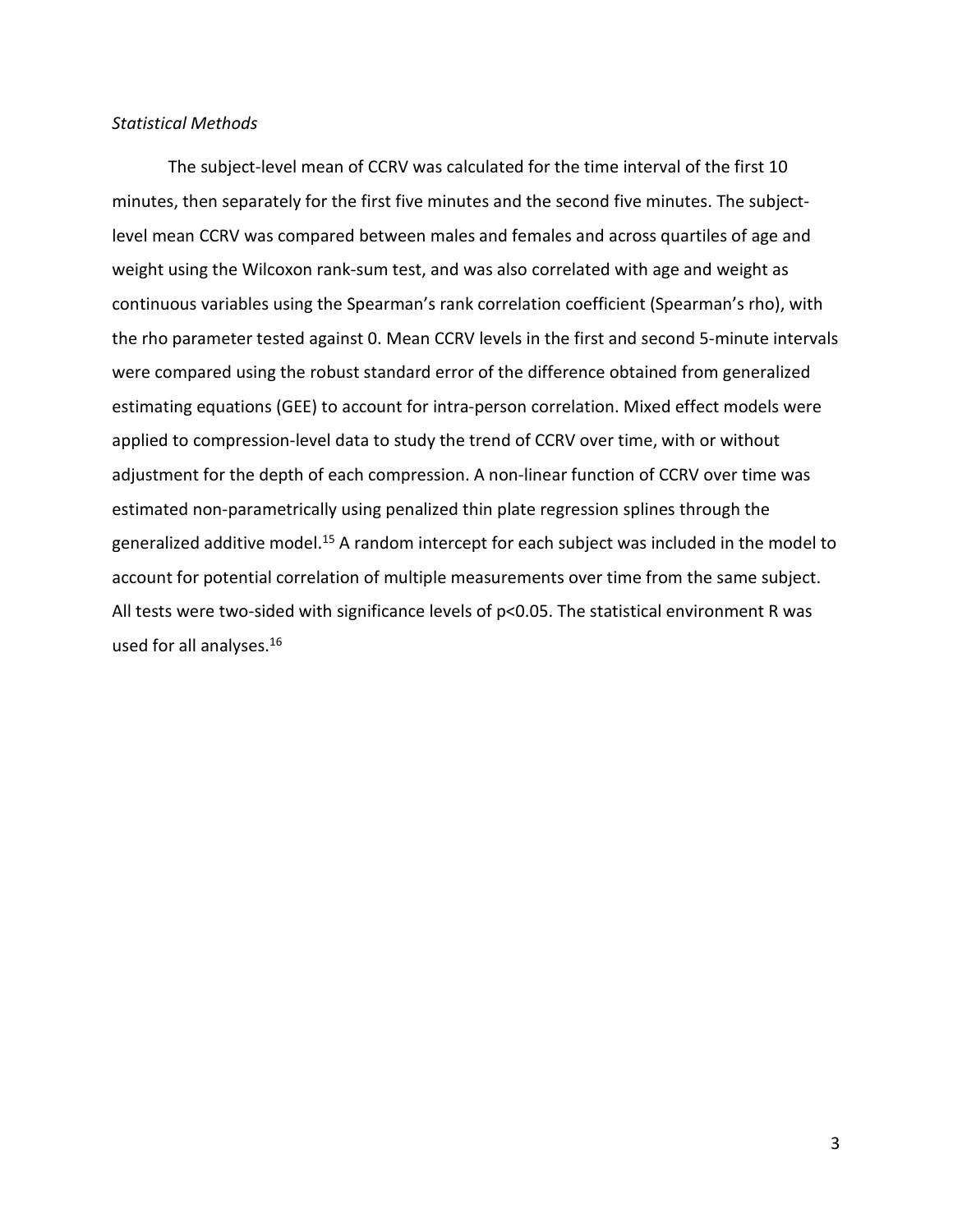*Statistical Methods*

The subject-level mean of CCRV was calculated for the time interval of the first 10 minutes, then separately for the first five minutes and the second five minutes. The subject-level mean CCRV was compared between males and females and across quartiles of age and weight using the Wilcoxon rank-sum test, and was also correlated with age and weight as continuous variables using the Spearman's rank correlation coefficient (Spearman's rho), with the rho parameter tested against 0. Mean CCRV levels in the first and second 5-minute intervals were compared using the robust standard error of the difference obtained from generalized estimating equations (GEE) to account for intra-person correlation. Mixed effect models were applied to compression-level data to study the trend of CCRV over time, with or without adjustment for the depth of each compression. A non-linear function of CCRV over time was estimated non-parametrically using penalized thin plate regression splines through the generalized additive model.[15] A random intercept for each subject was included in the model to account for potential correlation of multiple measurements over time from the same subject. All tests were two-sided with significance levels of $p<0.05$. The statistical environment R was used for all analyses.[16]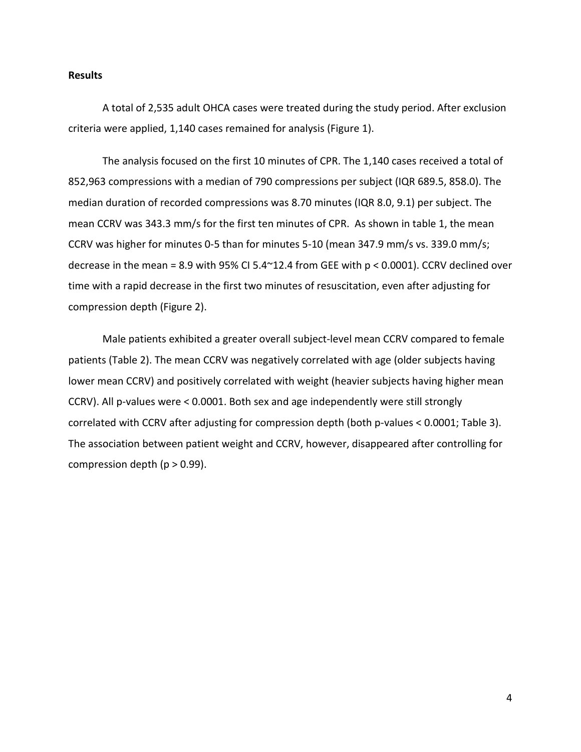**Results**

A total of 2,535 adult OHCA cases were treated during the study period. After exclusion criteria were applied, 1,140 cases remained for analysis (Figure 1).

The analysis focused on the first 10 minutes of CPR. The 1,140 cases received a total of 852,963 compressions with a median of 790 compressions per subject (IQR 689.5, 858.0). The median duration of recorded compressions was 8.70 minutes (IQR 8.0, 9.1) per subject. The mean CCRV was 343.3 mm/s for the first ten minutes of CPR. As shown in table 1, the mean CCRV was higher for minutes 0-5 than for minutes 5-10 (mean 347.9 mm/s vs. 339.0 mm/s; decrease in the mean = 8.9 with 95% CI 5.4~12.4 from GEE with $p < 0.0001$). CCRV declined over time with a rapid decrease in the first two minutes of resuscitation, even after adjusting for compression depth (Figure 2).

Male patients exhibited a greater overall subject-level mean CCRV compared to female patients (Table 2). The mean CCRV was negatively correlated with age (older subjects having lower mean CCRV) and positively correlated with weight (heavier subjects having higher mean CCRV). All p-values were < 0.0001. Both sex and age independently were still strongly correlated with CCRV after adjusting for compression depth (both p-values < 0.0001; Table 3). The association between patient weight and CCRV, however, disappeared after controlling for compression depth ($p > 0.99$).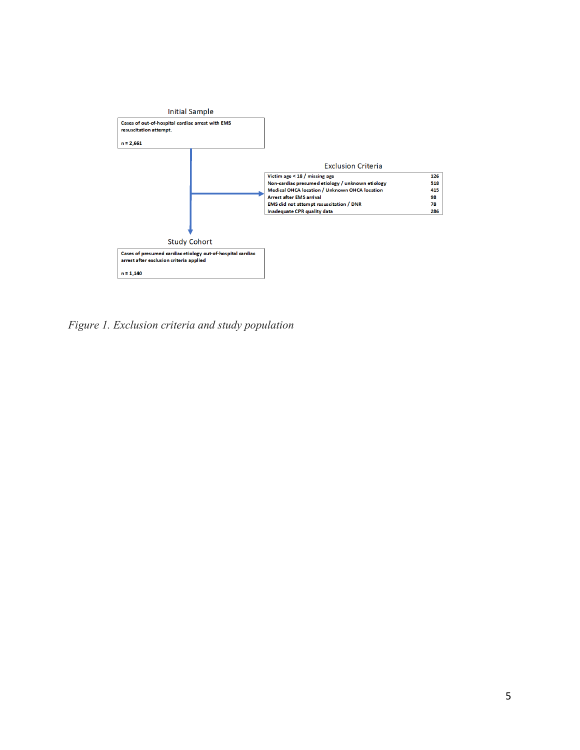Initial Sample

Cases of out-of-hospital cardiac arrest with EMS resuscitation attempt.

n = 2,661

Exclusion Criteria

| Exclusion | n |
| --- | --- |
| Victim age < 18 / missing age | 126 |
| Non-cardiac presumed etiology / unknown etiology | 518 |
| Medical OHCA location / Unknown OHCA location | 415 |
| Arrest after EMS arrival | 98 |
| EMS did not attempt resuscitation / DNR | 78 |
| Inadequate CPR quality data | 286 |

Study Cohort

Cases of presumed cardiac etiology out-of-hospital cardiac arrest after exclusion criteria applied

n = 1,140

*Figure 1. Exclusion criteria and study population*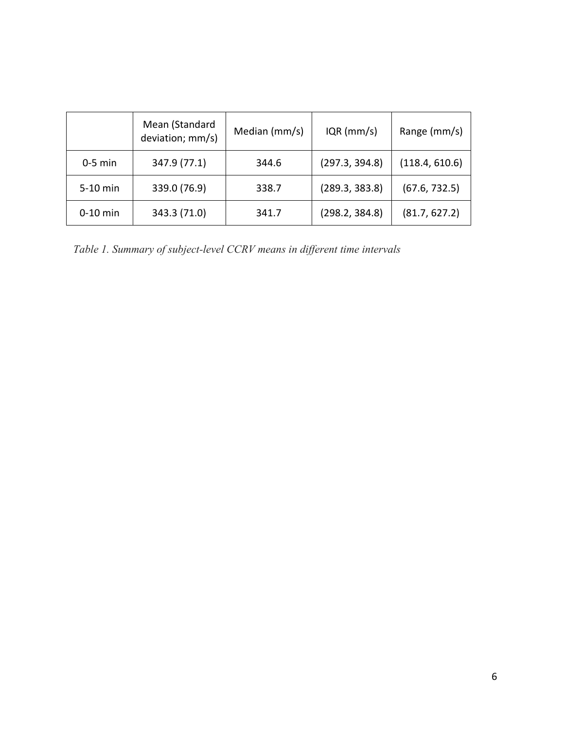|  | Mean (Standard deviation; mm/s) | Median (mm/s) | IQR (mm/s) | Range (mm/s) |
|---|---|---|---|---|
| 0-5 min | 347.9 (77.1) | 344.6 | (297.3, 394.8) | (118.4, 610.6) |
| 5-10 min | 339.0 (76.9) | 338.7 | (289.3, 383.8) | (67.6, 732.5) |
| 0-10 min | 343.3 (71.0) | 341.7 | (298.2, 384.8) | (81.7, 627.2) |

*Table 1. Summary of subject-level CCRV means in different time intervals*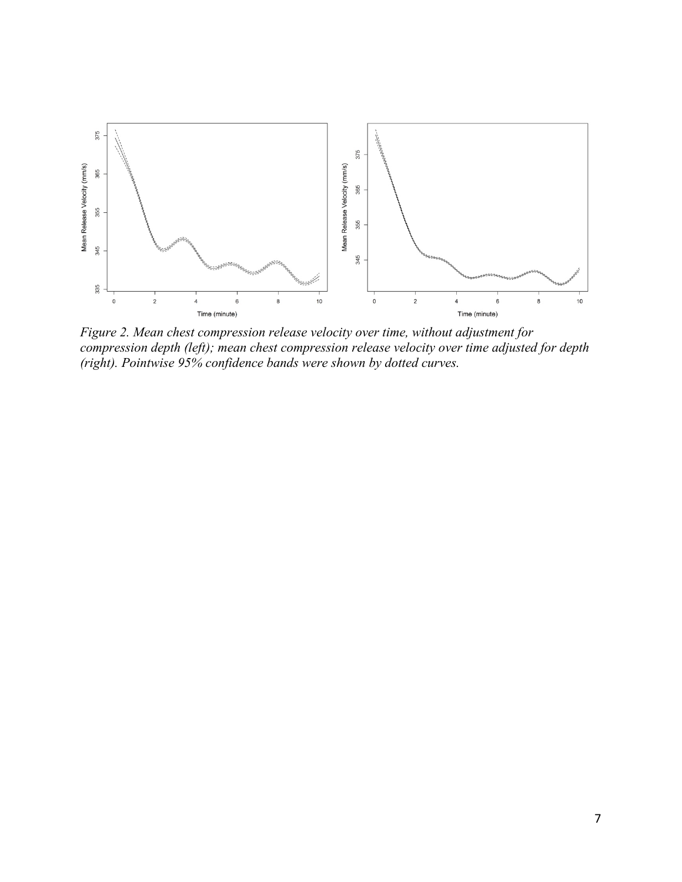*Figure 2. Mean chest compression release velocity over time, without adjustment for compression depth (left); mean chest compression release velocity over time adjusted for depth (right). Pointwise 95% confidence bands were shown by dotted curves.*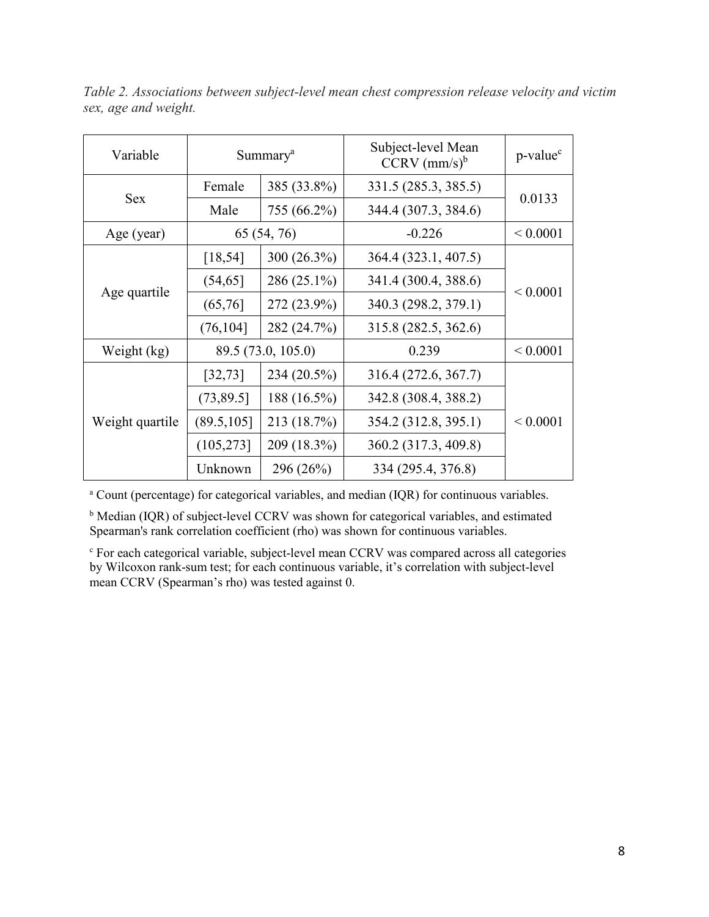*Table 2. Associations between subject-level mean chest compression release velocity and victim sex, age and weight.*

| Variable | Summary[a] | | Subject-level Mean CCRV (mm/s)[b] | p-value[c] |
|---|---|---|---|---|
| Sex | Female | 385 (33.8%) | 331.5 (285.3, 385.5) | 0.0133 |
| | Male | 755 (66.2%) | 344.4 (307.3, 384.6) | |
| Age (year) | 65 (54, 76) | | -0.226 | < 0.0001 |
| Age quartile | [18,54] | 300 (26.3%) | 364.4 (323.1, 407.5) | < 0.0001 |
| | (54,65] | 286 (25.1%) | 341.4 (300.4, 388.6) | |
| | (65,76] | 272 (23.9%) | 340.3 (298.2, 379.1) | |
| | (76,104] | 282 (24.7%) | 315.8 (282.5, 362.6) | |
| Weight (kg) | 89.5 (73.0, 105.0) | | 0.239 | < 0.0001 |
| Weight quartile | [32,73] | 234 (20.5%) | 316.4 (272.6, 367.7) | < 0.0001 |
| | (73,89.5] | 188 (16.5%) | 342.8 (308.4, 388.2) | |
| | (89.5,105] | 213 (18.7%) | 354.2 (312.8, 395.1) | |
| | (105,273] | 209 (18.3%) | 360.2 (317.3, 409.8) | |
| | Unknown | 296 (26%) | 334 (295.4, 376.8) | |

[a] Count (percentage) for categorical variables, and median (IQR) for continuous variables.

[b] Median (IQR) of subject-level CCRV was shown for categorical variables, and estimated Spearman's rank correlation coefficient (rho) was shown for continuous variables.

[c] For each categorical variable, subject-level mean CCRV was compared across all categories by Wilcoxon rank-sum test; for each continuous variable, it's correlation with subject-level mean CCRV (Spearman's rho) was tested against 0.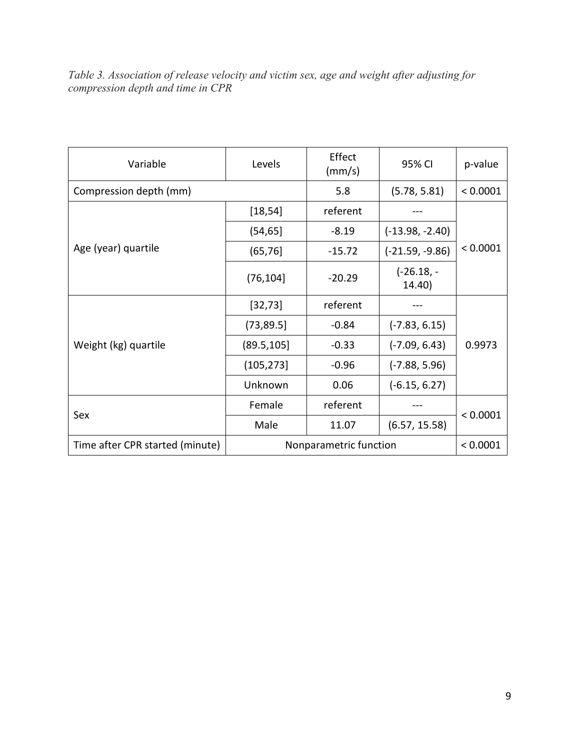*Table 3. Association of release velocity and victim sex, age and weight after adjusting for compression depth and time in CPR*

| Variable | Levels | Effect (mm/s) | 95% CI | p-value |
|---|---|---|---|---|
| Compression depth (mm) | | 5.8 | (5.78, 5.81) | < 0.0001 |
| Age (year) quartile | [18,54] | referent | --- | < 0.0001 |
| | (54,65] | -8.19 | (-13.98, -2.40) | |
| | (65,76] | -15.72 | (-21.59, -9.86) | |
| | (76,104] | -20.29 | (-26.18, -14.40) | |
| Weight (kg) quartile | [32,73] | referent | --- | 0.9973 |
| | (73,89.5] | -0.84 | (-7.83, 6.15) | |
| | (89.5,105] | -0.33 | (-7.09, 6.43) | |
| | (105,273] | -0.96 | (-7.88, 5.96) | |
| | Unknown | 0.06 | (-6.15, 6.27) | |
| Sex | Female | referent | --- | < 0.0001 |
| | Male | 11.07 | (6.57, 15.58) | |
| Time after CPR started (minute) | Nonparametric function | | | < 0.0001 |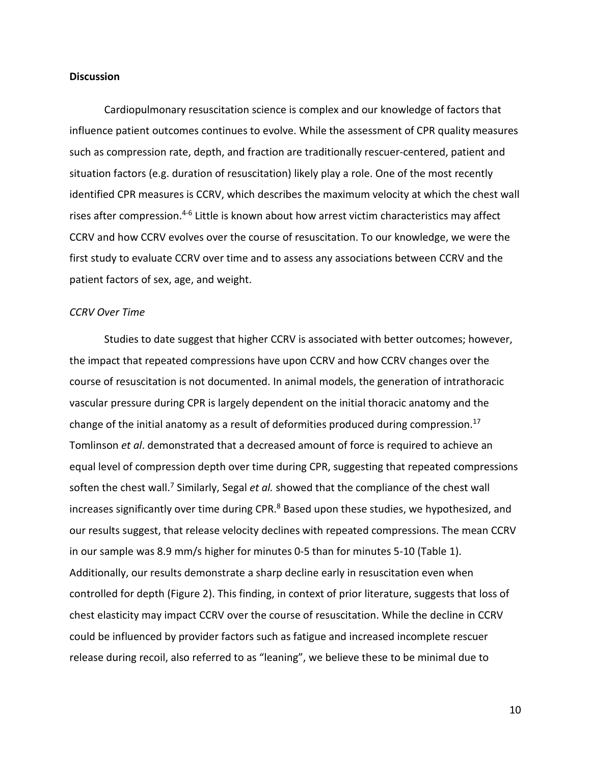## Discussion

Cardiopulmonary resuscitation science is complex and our knowledge of factors that influence patient outcomes continues to evolve. While the assessment of CPR quality measures such as compression rate, depth, and fraction are traditionally rescuer-centered, patient and situation factors (e.g. duration of resuscitation) likely play a role. One of the most recently identified CPR measures is CCRV, which describes the maximum velocity at which the chest wall rises after compression.[4-6] Little is known about how arrest victim characteristics may affect CCRV and how CCRV evolves over the course of resuscitation. To our knowledge, we were the first study to evaluate CCRV over time and to assess any associations between CCRV and the patient factors of sex, age, and weight.

### *CCRV Over Time*

Studies to date suggest that higher CCRV is associated with better outcomes; however, the impact that repeated compressions have upon CCRV and how CCRV changes over the course of resuscitation is not documented. In animal models, the generation of intrathoracic vascular pressure during CPR is largely dependent on the initial thoracic anatomy and the change of the initial anatomy as a result of deformities produced during compression.[17] Tomlinson *et al*. demonstrated that a decreased amount of force is required to achieve an equal level of compression depth over time during CPR, suggesting that repeated compressions soften the chest wall.[7] Similarly, Segal *et al.* showed that the compliance of the chest wall increases significantly over time during CPR.[8] Based upon these studies, we hypothesized, and our results suggest, that release velocity declines with repeated compressions. The mean CCRV in our sample was 8.9 mm/s higher for minutes 0-5 than for minutes 5-10 (Table 1). Additionally, our results demonstrate a sharp decline early in resuscitation even when controlled for depth (Figure 2). This finding, in context of prior literature, suggests that loss of chest elasticity may impact CCRV over the course of resuscitation. While the decline in CCRV could be influenced by provider factors such as fatigue and increased incomplete rescuer release during recoil, also referred to as "leaning", we believe these to be minimal due to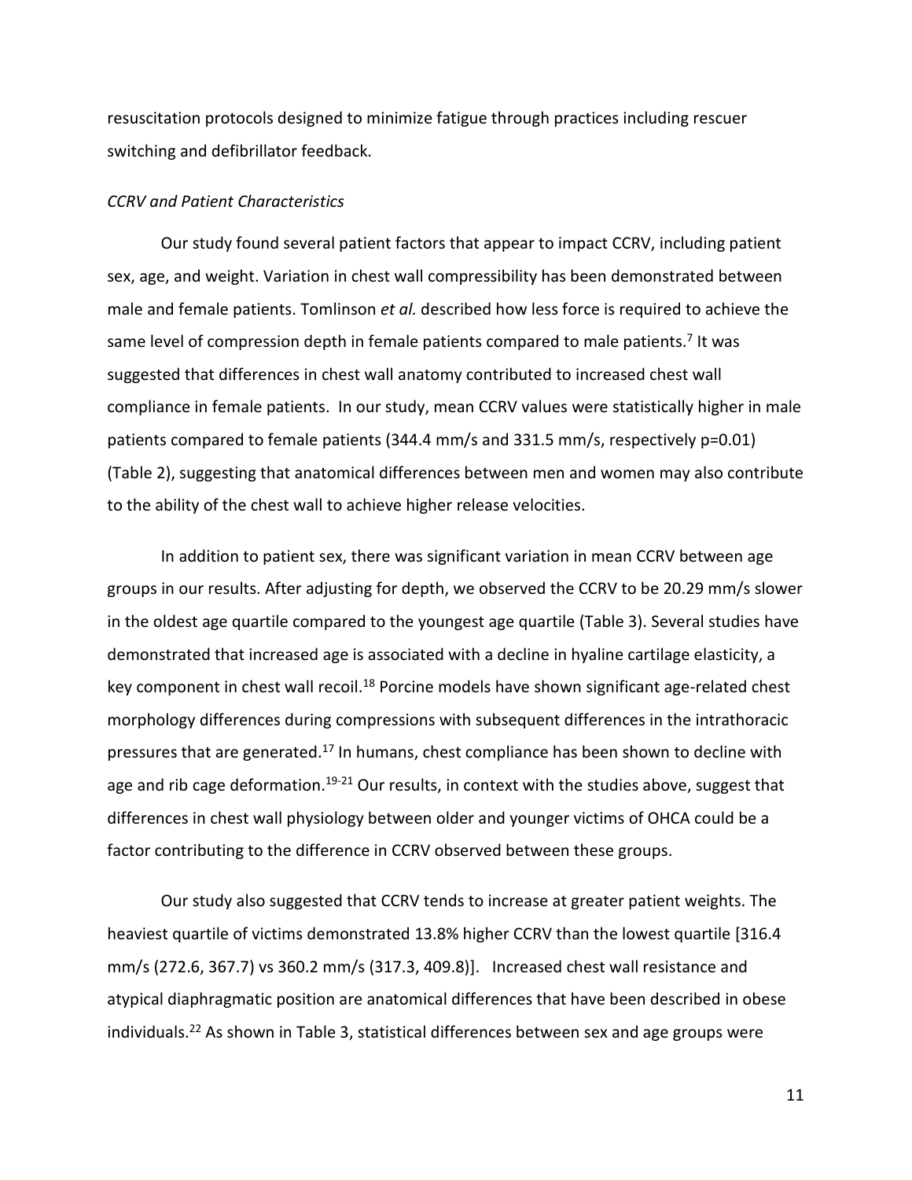resuscitation protocols designed to minimize fatigue through practices including rescuer switching and defibrillator feedback.

*CCRV and Patient Characteristics*

Our study found several patient factors that appear to impact CCRV, including patient sex, age, and weight. Variation in chest wall compressibility has been demonstrated between male and female patients. Tomlinson *et al.* described how less force is required to achieve the same level of compression depth in female patients compared to male patients.[7] It was suggested that differences in chest wall anatomy contributed to increased chest wall compliance in female patients. In our study, mean CCRV values were statistically higher in male patients compared to female patients (344.4 mm/s and 331.5 mm/s, respectively p=0.01) (Table 2), suggesting that anatomical differences between men and women may also contribute to the ability of the chest wall to achieve higher release velocities.

In addition to patient sex, there was significant variation in mean CCRV between age groups in our results. After adjusting for depth, we observed the CCRV to be 20.29 mm/s slower in the oldest age quartile compared to the youngest age quartile (Table 3). Several studies have demonstrated that increased age is associated with a decline in hyaline cartilage elasticity, a key component in chest wall recoil.[18] Porcine models have shown significant age-related chest morphology differences during compressions with subsequent differences in the intrathoracic pressures that are generated.[17] In humans, chest compliance has been shown to decline with age and rib cage deformation.[19-21] Our results, in context with the studies above, suggest that differences in chest wall physiology between older and younger victims of OHCA could be a factor contributing to the difference in CCRV observed between these groups.

Our study also suggested that CCRV tends to increase at greater patient weights. The heaviest quartile of victims demonstrated 13.8% higher CCRV than the lowest quartile [316.4 mm/s (272.6, 367.7) vs 360.2 mm/s (317.3, 409.8)]. Increased chest wall resistance and atypical diaphragmatic position are anatomical differences that have been described in obese individuals.[22] As shown in Table 3, statistical differences between sex and age groups were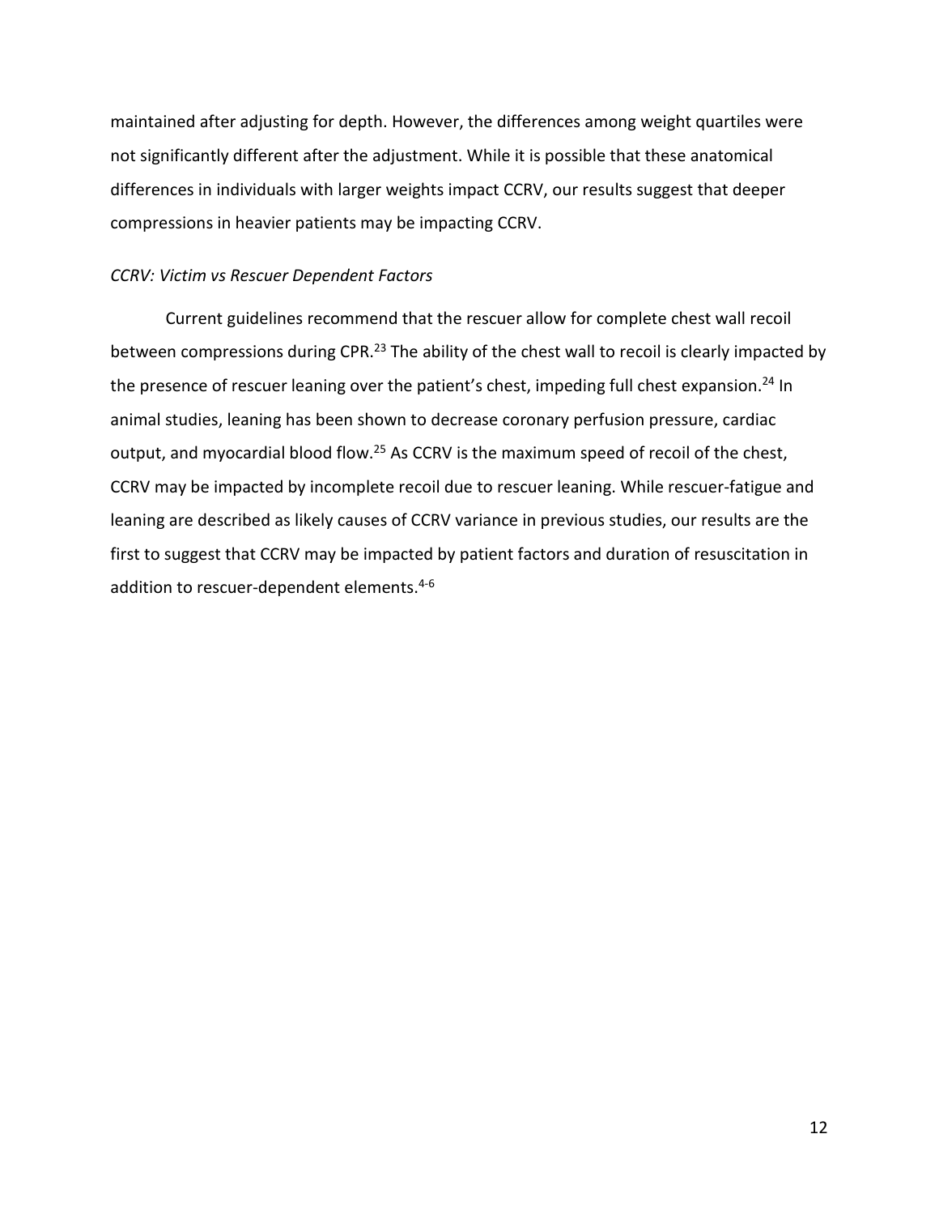maintained after adjusting for depth. However, the differences among weight quartiles were not significantly different after the adjustment. While it is possible that these anatomical differences in individuals with larger weights impact CCRV, our results suggest that deeper compressions in heavier patients may be impacting CCRV.

### *CCRV: Victim vs Rescuer Dependent Factors*

Current guidelines recommend that the rescuer allow for complete chest wall recoil between compressions during CPR.[23] The ability of the chest wall to recoil is clearly impacted by the presence of rescuer leaning over the patient's chest, impeding full chest expansion.[24] In animal studies, leaning has been shown to decrease coronary perfusion pressure, cardiac output, and myocardial blood flow.[25] As CCRV is the maximum speed of recoil of the chest, CCRV may be impacted by incomplete recoil due to rescuer leaning. While rescuer-fatigue and leaning are described as likely causes of CCRV variance in previous studies, our results are the first to suggest that CCRV may be impacted by patient factors and duration of resuscitation in addition to rescuer-dependent elements.[4-6]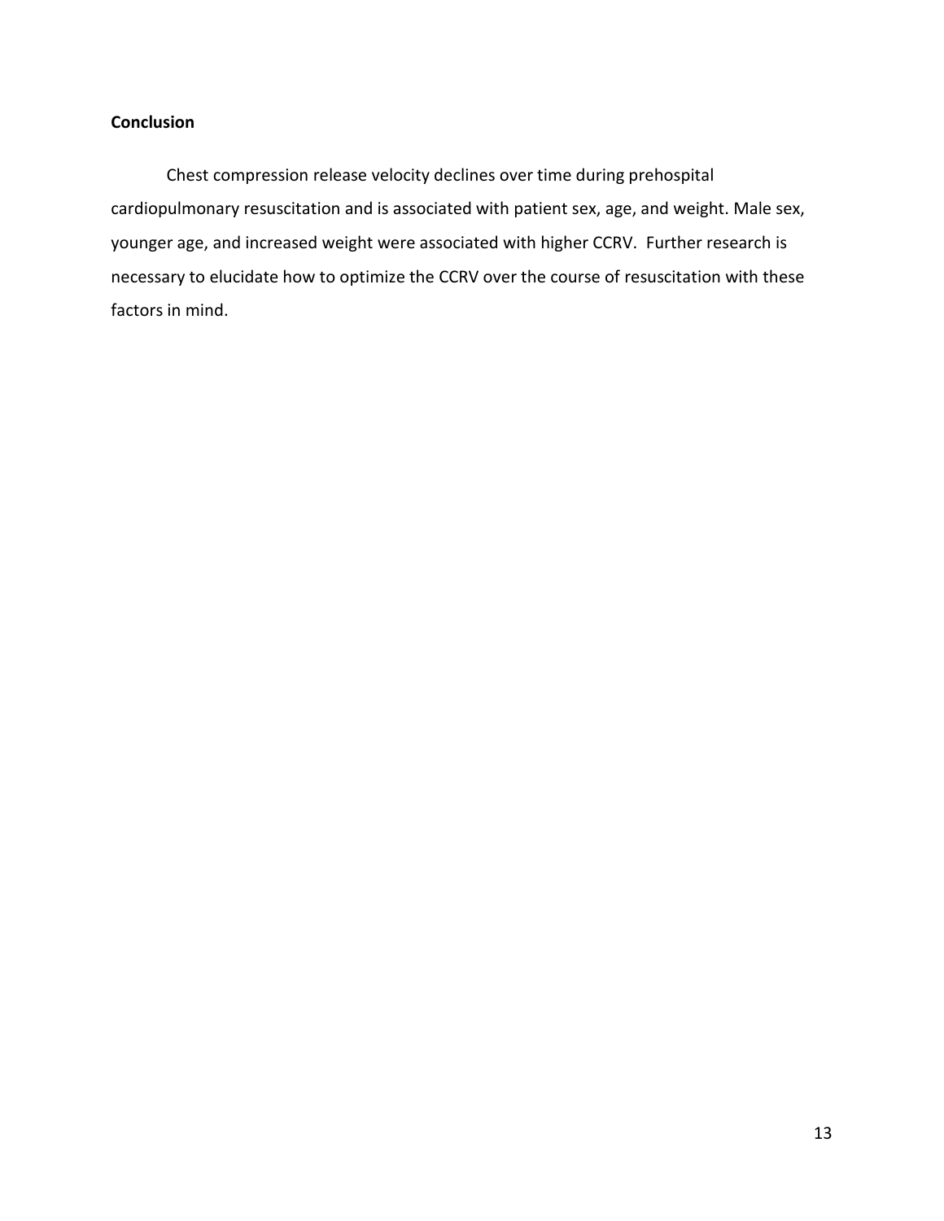## Conclusion

Chest compression release velocity declines over time during prehospital cardiopulmonary resuscitation and is associated with patient sex, age, and weight. Male sex, younger age, and increased weight were associated with higher CCRV. Further research is necessary to elucidate how to optimize the CCRV over the course of resuscitation with these factors in mind.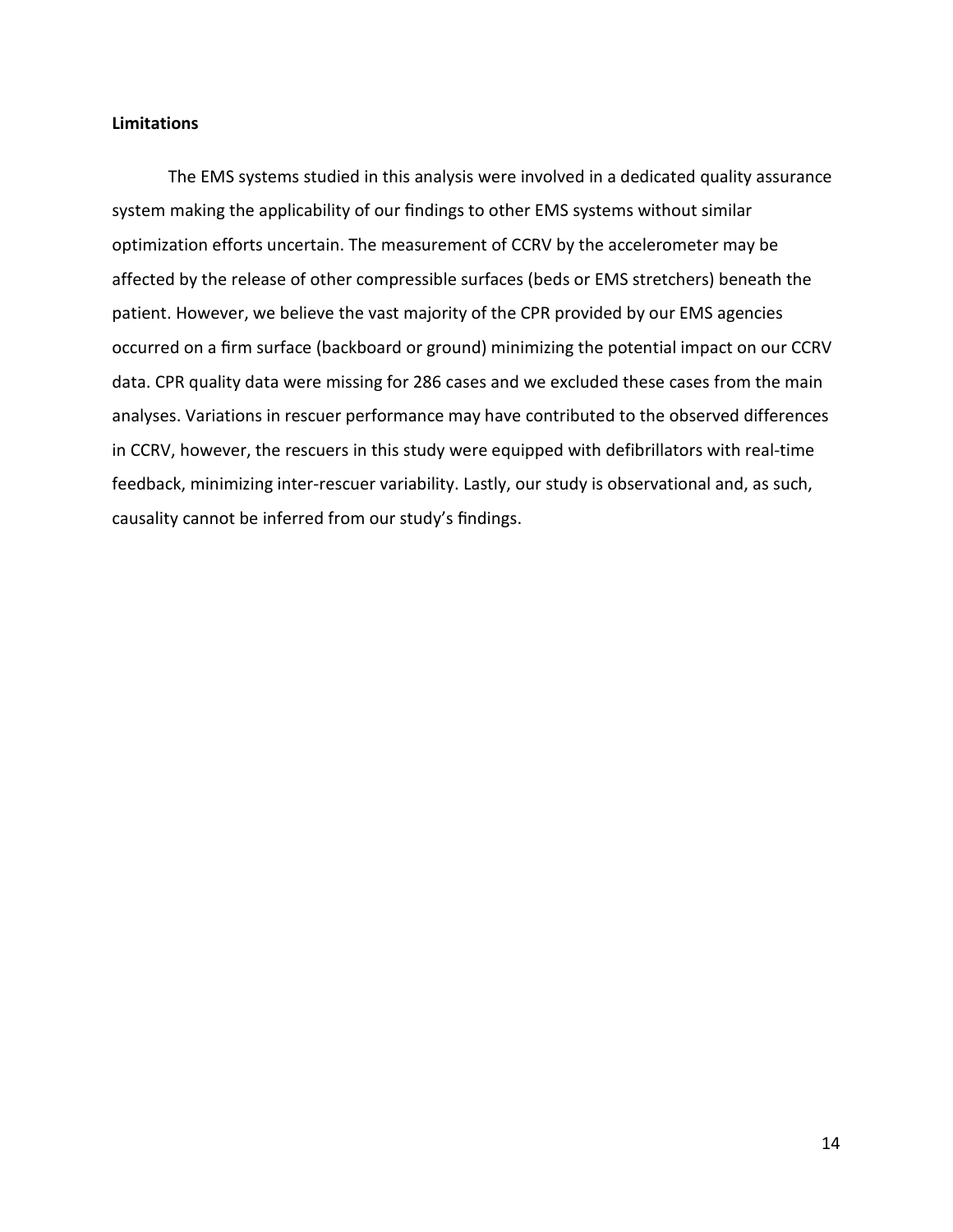**Limitations**

The EMS systems studied in this analysis were involved in a dedicated quality assurance system making the applicability of our findings to other EMS systems without similar optimization efforts uncertain. The measurement of CCRV by the accelerometer may be affected by the release of other compressible surfaces (beds or EMS stretchers) beneath the patient. However, we believe the vast majority of the CPR provided by our EMS agencies occurred on a firm surface (backboard or ground) minimizing the potential impact on our CCRV data. CPR quality data were missing for 286 cases and we excluded these cases from the main analyses. Variations in rescuer performance may have contributed to the observed differences in CCRV, however, the rescuers in this study were equipped with defibrillators with real-time feedback, minimizing inter-rescuer variability. Lastly, our study is observational and, as such, causality cannot be inferred from our study's findings.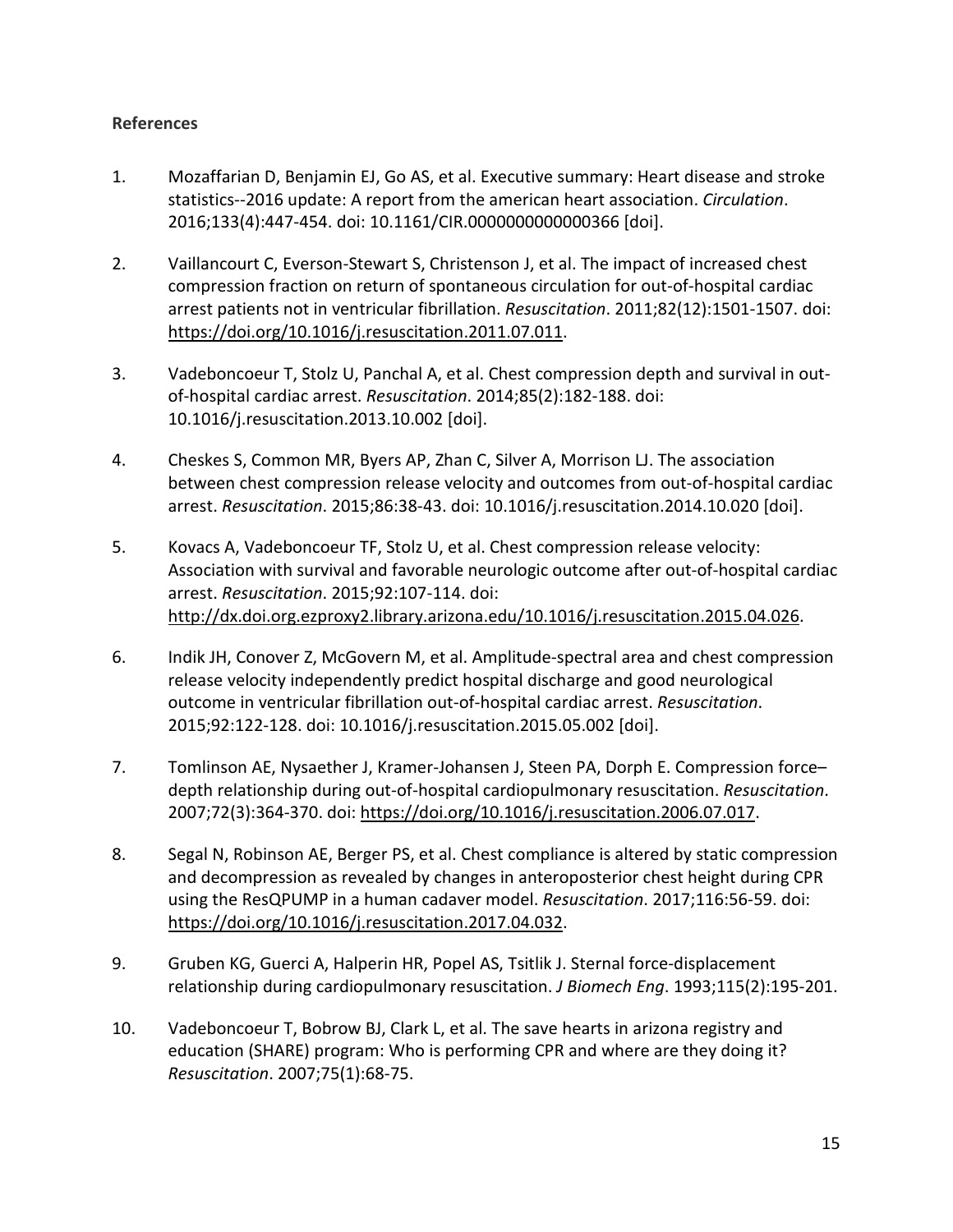**References**

1. Mozaffarian D, Benjamin EJ, Go AS, et al. Executive summary: Heart disease and stroke statistics--2016 update: A report from the american heart association. *Circulation*. 2016;133(4):447-454. doi: 10.1161/CIR.0000000000000366 [doi].

2. Vaillancourt C, Everson-Stewart S, Christenson J, et al. The impact of increased chest compression fraction on return of spontaneous circulation for out-of-hospital cardiac arrest patients not in ventricular fibrillation. *Resuscitation*. 2011;82(12):1501-1507. doi: https://doi.org/10.1016/j.resuscitation.2011.07.011.

3. Vadeboncoeur T, Stolz U, Panchal A, et al. Chest compression depth and survival in out-of-hospital cardiac arrest. *Resuscitation*. 2014;85(2):182-188. doi: 10.1016/j.resuscitation.2013.10.002 [doi].

4. Cheskes S, Common MR, Byers AP, Zhan C, Silver A, Morrison LJ. The association between chest compression release velocity and outcomes from out-of-hospital cardiac arrest. *Resuscitation*. 2015;86:38-43. doi: 10.1016/j.resuscitation.2014.10.020 [doi].

5. Kovacs A, Vadeboncoeur TF, Stolz U, et al. Chest compression release velocity: Association with survival and favorable neurologic outcome after out-of-hospital cardiac arrest. *Resuscitation*. 2015;92:107-114. doi: http://dx.doi.org.ezproxy2.library.arizona.edu/10.1016/j.resuscitation.2015.04.026.

6. Indik JH, Conover Z, McGovern M, et al. Amplitude-spectral area and chest compression release velocity independently predict hospital discharge and good neurological outcome in ventricular fibrillation out-of-hospital cardiac arrest. *Resuscitation*. 2015;92:122-128. doi: 10.1016/j.resuscitation.2015.05.002 [doi].

7. Tomlinson AE, Nysaether J, Kramer-Johansen J, Steen PA, Dorph E. Compression force–depth relationship during out-of-hospital cardiopulmonary resuscitation. *Resuscitation*. 2007;72(3):364-370. doi: https://doi.org/10.1016/j.resuscitation.2006.07.017.

8. Segal N, Robinson AE, Berger PS, et al. Chest compliance is altered by static compression and decompression as revealed by changes in anteroposterior chest height during CPR using the ResQPUMP in a human cadaver model. *Resuscitation*. 2017;116:56-59. doi: https://doi.org/10.1016/j.resuscitation.2017.04.032.

9. Gruben KG, Guerci A, Halperin HR, Popel AS, Tsitlik J. Sternal force-displacement relationship during cardiopulmonary resuscitation. *J Biomech Eng*. 1993;115(2):195-201.

10. Vadeboncoeur T, Bobrow BJ, Clark L, et al. The save hearts in arizona registry and education (SHARE) program: Who is performing CPR and where are they doing it? *Resuscitation*. 2007;75(1):68-75.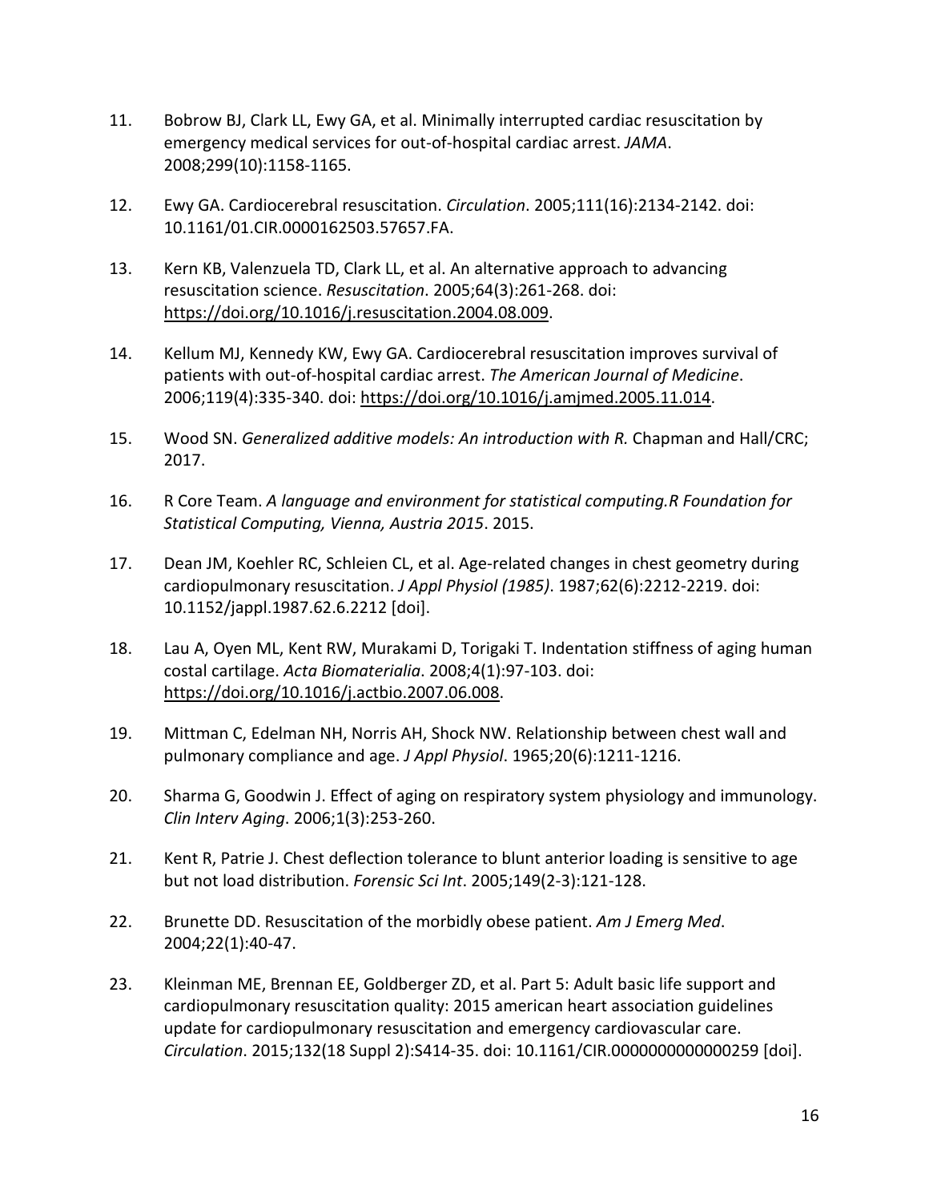11. Bobrow BJ, Clark LL, Ewy GA, et al. Minimally interrupted cardiac resuscitation by emergency medical services for out-of-hospital cardiac arrest. *JAMA*. 2008;299(10):1158-1165.

12. Ewy GA. Cardiocerebral resuscitation. *Circulation*. 2005;111(16):2134-2142. doi: 10.1161/01.CIR.0000162503.57657.FA.

13. Kern KB, Valenzuela TD, Clark LL, et al. An alternative approach to advancing resuscitation science. *Resuscitation*. 2005;64(3):261-268. doi: https://doi.org/10.1016/j.resuscitation.2004.08.009.

14. Kellum MJ, Kennedy KW, Ewy GA. Cardiocerebral resuscitation improves survival of patients with out-of-hospital cardiac arrest. *The American Journal of Medicine*. 2006;119(4):335-340. doi: https://doi.org/10.1016/j.amjmed.2005.11.014.

15. Wood SN. *Generalized additive models: An introduction with R.* Chapman and Hall/CRC; 2017.

16. R Core Team. *A language and environment for statistical computing.R Foundation for Statistical Computing, Vienna, Austria 2015*. 2015.

17. Dean JM, Koehler RC, Schleien CL, et al. Age-related changes in chest geometry during cardiopulmonary resuscitation. *J Appl Physiol (1985)*. 1987;62(6):2212-2219. doi: 10.1152/jappl.1987.62.6.2212 [doi].

18. Lau A, Oyen ML, Kent RW, Murakami D, Torigaki T. Indentation stiffness of aging human costal cartilage. *Acta Biomaterialia*. 2008;4(1):97-103. doi: https://doi.org/10.1016/j.actbio.2007.06.008.

19. Mittman C, Edelman NH, Norris AH, Shock NW. Relationship between chest wall and pulmonary compliance and age. *J Appl Physiol*. 1965;20(6):1211-1216.

20. Sharma G, Goodwin J. Effect of aging on respiratory system physiology and immunology. *Clin Interv Aging*. 2006;1(3):253-260.

21. Kent R, Patrie J. Chest deflection tolerance to blunt anterior loading is sensitive to age but not load distribution. *Forensic Sci Int*. 2005;149(2-3):121-128.

22. Brunette DD. Resuscitation of the morbidly obese patient. *Am J Emerg Med*. 2004;22(1):40-47.

23. Kleinman ME, Brennan EE, Goldberger ZD, et al. Part 5: Adult basic life support and cardiopulmonary resuscitation quality: 2015 american heart association guidelines update for cardiopulmonary resuscitation and emergency cardiovascular care. *Circulation*. 2015;132(18 Suppl 2):S414-35. doi: 10.1161/CIR.0000000000000259 [doi].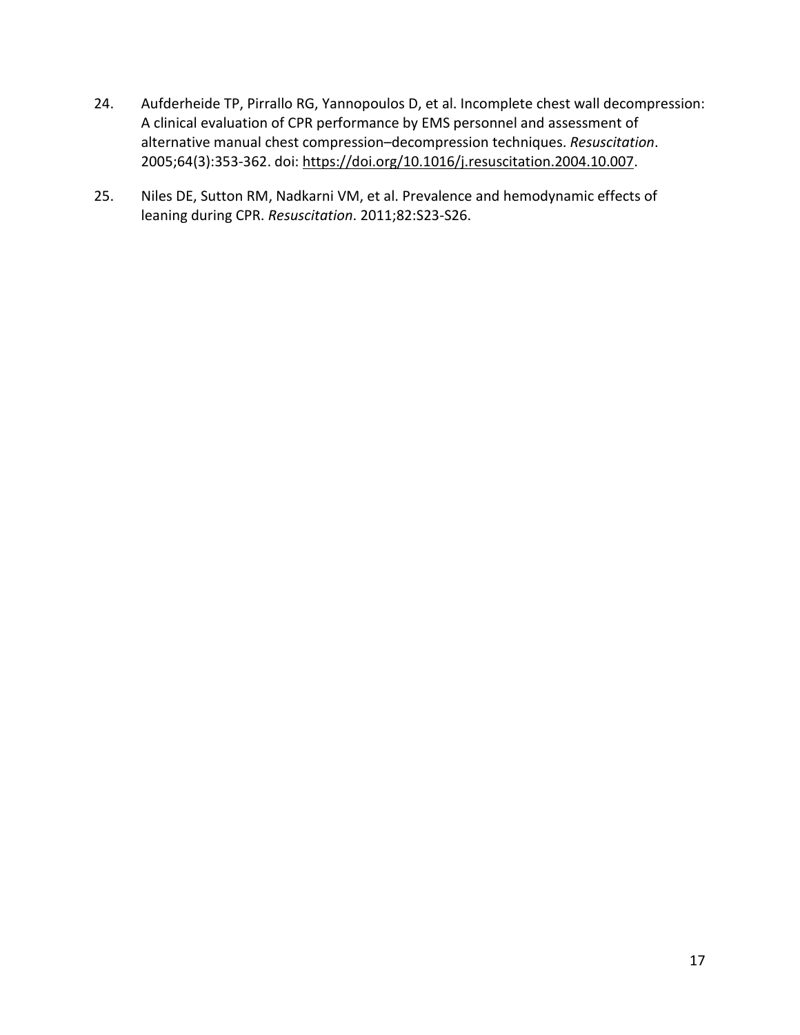24. Aufderheide TP, Pirrallo RG, Yannopoulos D, et al. Incomplete chest wall decompression: A clinical evaluation of CPR performance by EMS personnel and assessment of alternative manual chest compression–decompression techniques. *Resuscitation*. 2005;64(3):353-362. doi: https://doi.org/10.1016/j.resuscitation.2004.10.007.

25. Niles DE, Sutton RM, Nadkarni VM, et al. Prevalence and hemodynamic effects of leaning during CPR. *Resuscitation*. 2011;82:S23-S26.